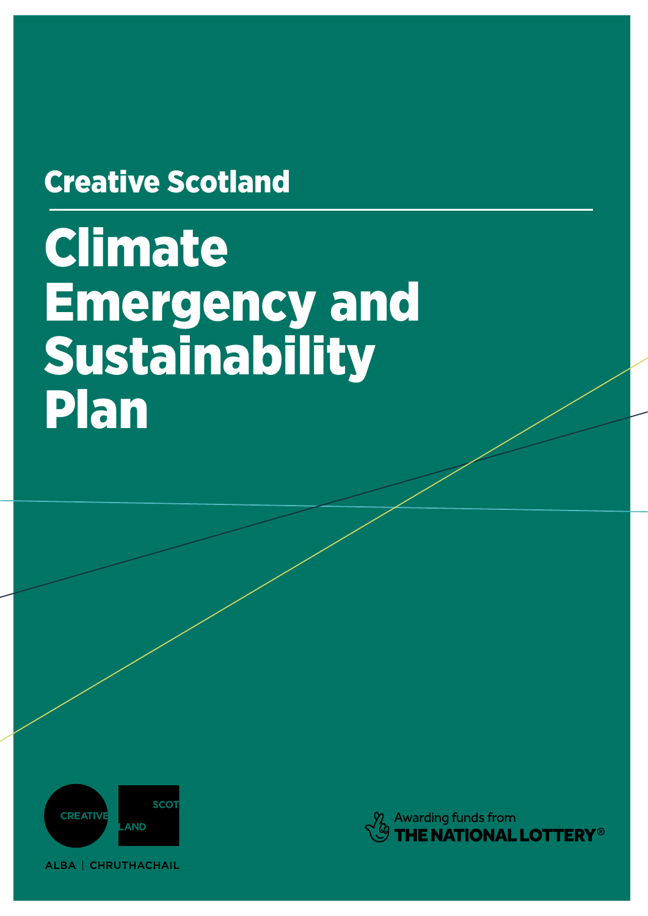Creative Scotland

# Climate Emergency and Sustainability Plan

CREATIVE SCOTLAND

ALBA | CHRUTHACHAIL

Awarding funds from THE NATIONAL LOTTERY®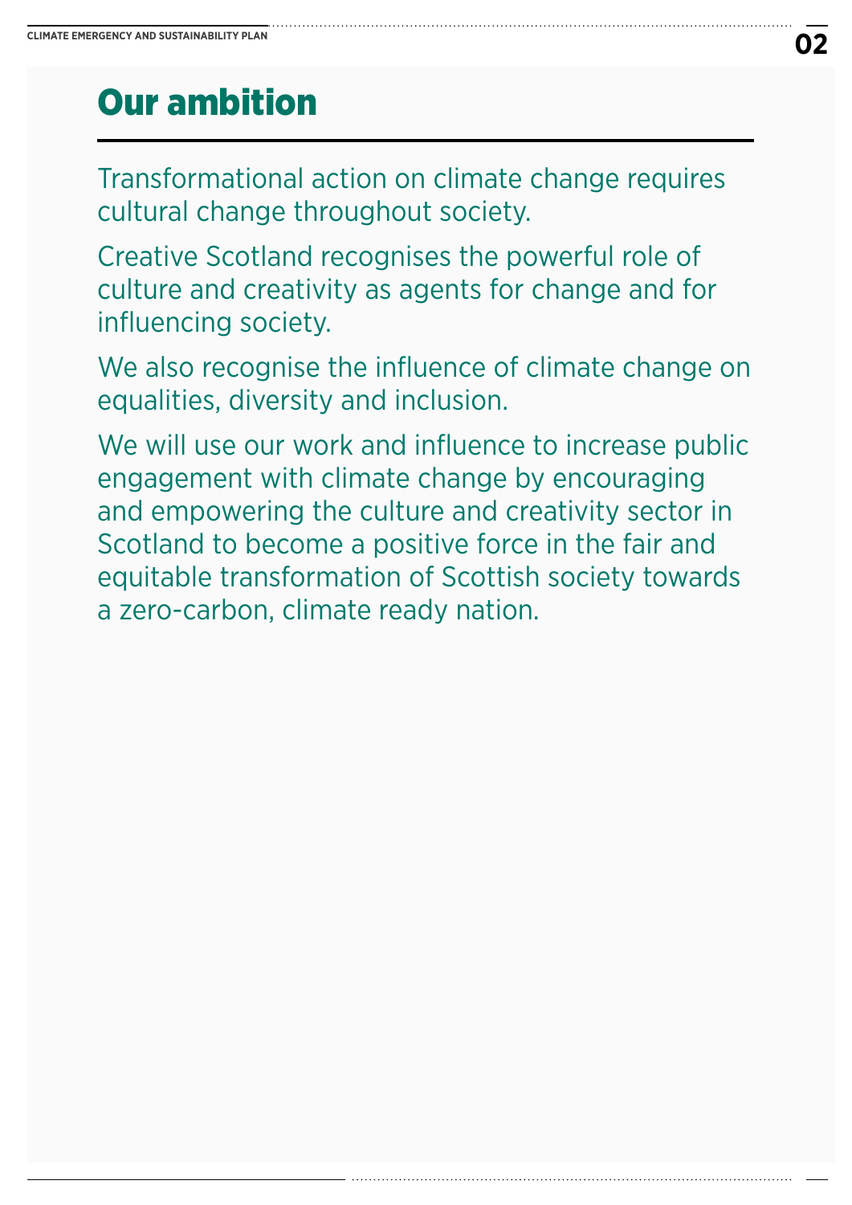# Our ambition

Transformational action on climate change requires cultural change throughout society.

Creative Scotland recognises the powerful role of culture and creativity as agents for change and for influencing society.

We also recognise the influence of climate change on equalities, diversity and inclusion.

We will use our work and influence to increase public engagement with climate change by encouraging and empowering the culture and creativity sector in Scotland to become a positive force in the fair and equitable transformation of Scottish society towards a zero-carbon, climate ready nation.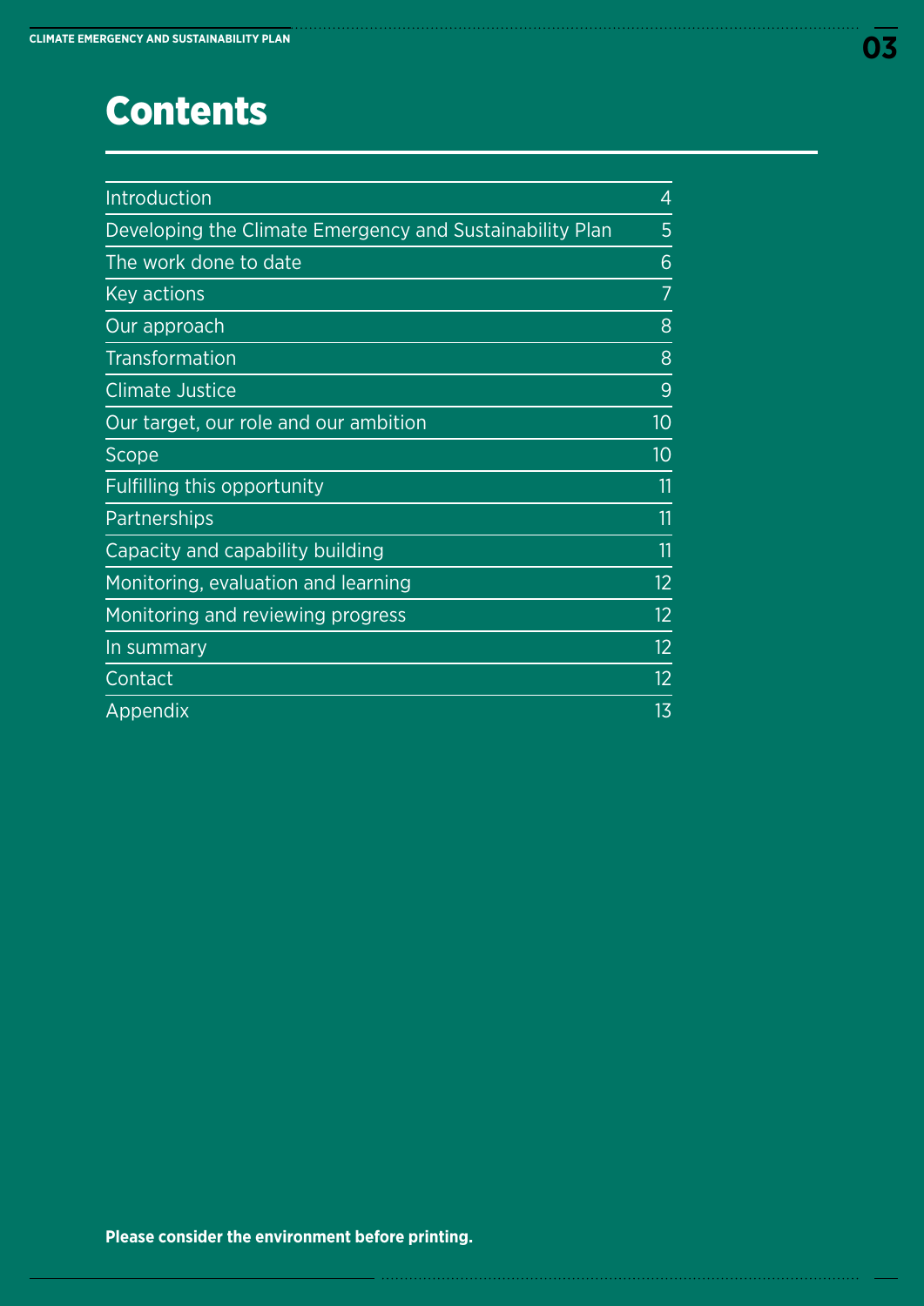# Contents

| | |
|---|---|
| Introduction | 4 |
| Developing the Climate Emergency and Sustainability Plan | 5 |
| The work done to date | 6 |
| Key actions | 7 |
| Our approach | 8 |
| Transformation | 8 |
| Climate Justice | 9 |
| Our target, our role and our ambition | 10 |
| Scope | 10 |
| Fulfilling this opportunity | 11 |
| Partnerships | 11 |
| Capacity and capability building | 11 |
| Monitoring, evaluation and learning | 12 |
| Monitoring and reviewing progress | 12 |
| In summary | 12 |
| Contact | 12 |
| Appendix | 13 |

**Please consider the environment before printing.**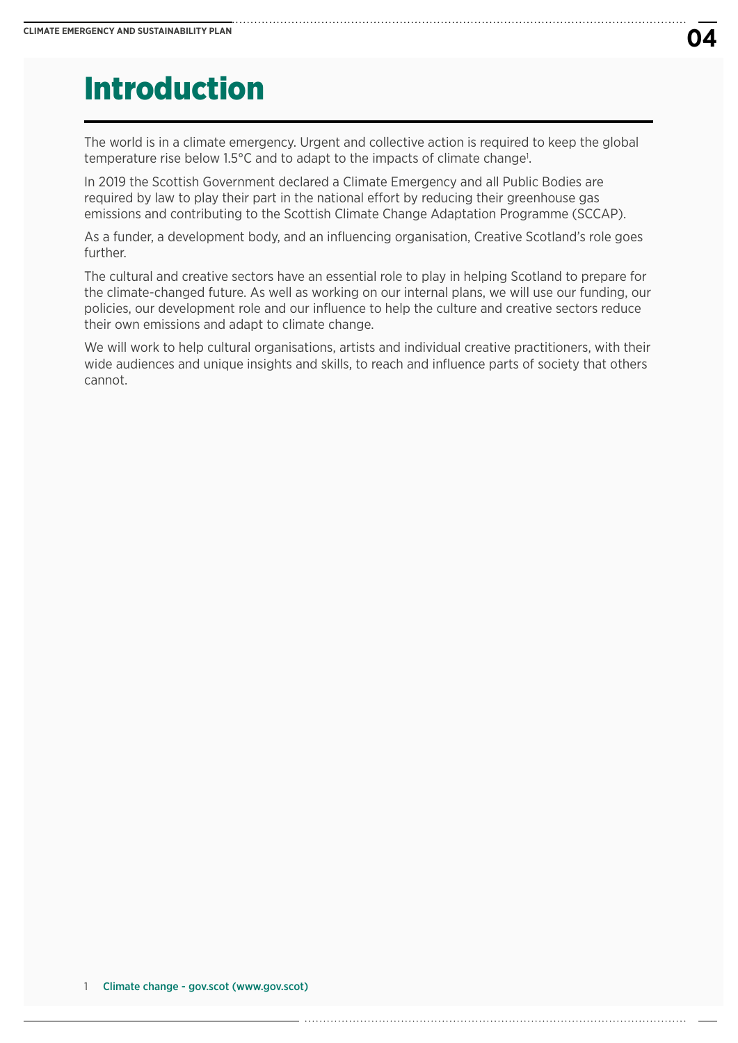# Introduction

The world is in a climate emergency. Urgent and collective action is required to keep the global temperature rise below 1.5°C and to adapt to the impacts of climate change[1].

In 2019 the Scottish Government declared a Climate Emergency and all Public Bodies are required by law to play their part in the national effort by reducing their greenhouse gas emissions and contributing to the Scottish Climate Change Adaptation Programme (SCCAP).

As a funder, a development body, and an influencing organisation, Creative Scotland's role goes further.

The cultural and creative sectors have an essential role to play in helping Scotland to prepare for the climate-changed future. As well as working on our internal plans, we will use our funding, our policies, our development role and our influence to help the culture and creative sectors reduce their own emissions and adapt to climate change.

We will work to help cultural organisations, artists and individual creative practitioners, with their wide audiences and unique insights and skills, to reach and influence parts of society that others cannot.

1 Climate change - gov.scot (www.gov.scot)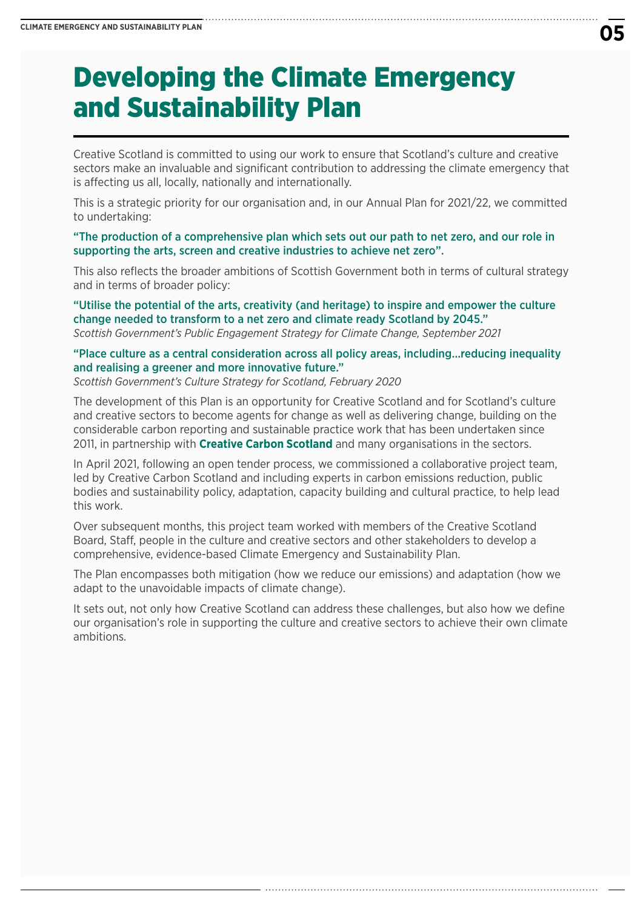# Developing the Climate Emergency and Sustainability Plan

Creative Scotland is committed to using our work to ensure that Scotland's culture and creative sectors make an invaluable and significant contribution to addressing the climate emergency that is affecting us all, locally, nationally and internationally.

This is a strategic priority for our organisation and, in our Annual Plan for 2021/22, we committed to undertaking:

**"The production of a comprehensive plan which sets out our path to net zero, and our role in supporting the arts, screen and creative industries to achieve net zero".**

This also reflects the broader ambitions of Scottish Government both in terms of cultural strategy and in terms of broader policy:

**"Utilise the potential of the arts, creativity (and heritage) to inspire and empower the culture change needed to transform to a net zero and climate ready Scotland by 2045."**
*Scottish Government's Public Engagement Strategy for Climate Change, September 2021*

**"Place culture as a central consideration across all policy areas, including…reducing inequality and realising a greener and more innovative future."**
*Scottish Government's Culture Strategy for Scotland, February 2020*

The development of this Plan is an opportunity for Creative Scotland and for Scotland's culture and creative sectors to become agents for change as well as delivering change, building on the considerable carbon reporting and sustainable practice work that has been undertaken since 2011, in partnership with **Creative Carbon Scotland** and many organisations in the sectors.

In April 2021, following an open tender process, we commissioned a collaborative project team, led by Creative Carbon Scotland and including experts in carbon emissions reduction, public bodies and sustainability policy, adaptation, capacity building and cultural practice, to help lead this work.

Over subsequent months, this project team worked with members of the Creative Scotland Board, Staff, people in the culture and creative sectors and other stakeholders to develop a comprehensive, evidence-based Climate Emergency and Sustainability Plan.

The Plan encompasses both mitigation (how we reduce our emissions) and adaptation (how we adapt to the unavoidable impacts of climate change).

It sets out, not only how Creative Scotland can address these challenges, but also how we define our organisation's role in supporting the culture and creative sectors to achieve their own climate ambitions.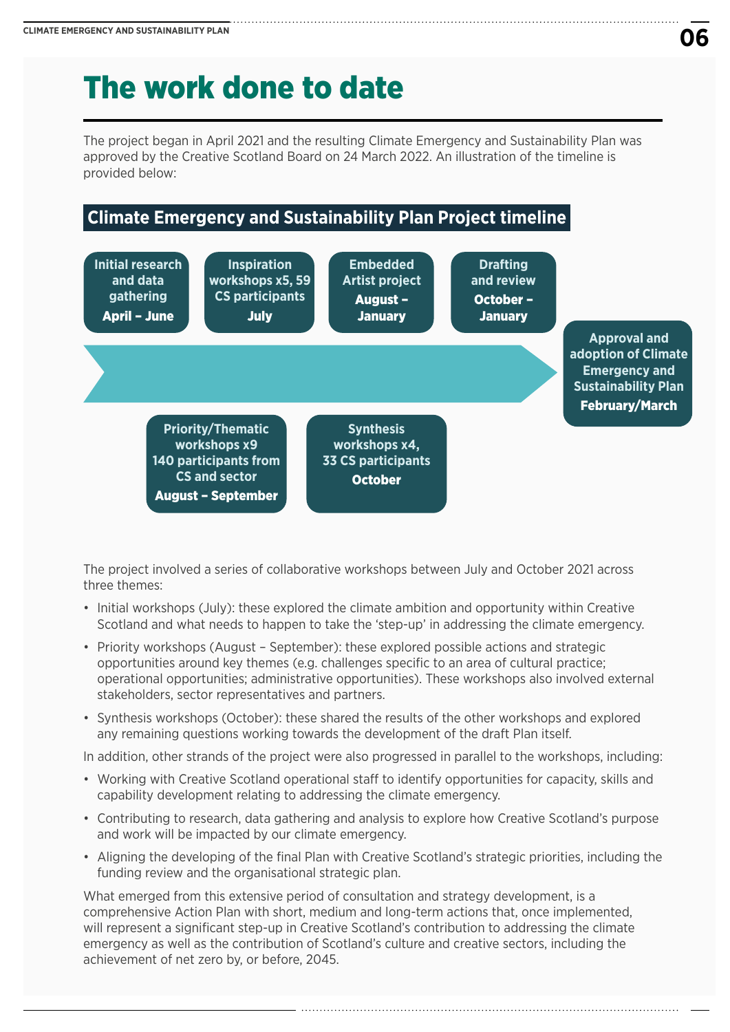# The work done to date

The project began in April 2021 and the resulting Climate Emergency and Sustainability Plan was approved by the Creative Scotland Board on 24 March 2022. An illustration of the timeline is provided below:

## Climate Emergency and Sustainability Plan Project timeline

- **Initial research and data gathering** — **April – June**
- **Inspiration workshops x5, 59 CS participants** — **July**
- **Priority/Thematic workshops x9 140 participants from CS and sector** — **August – September**
- **Embedded Artist project** — **August – January**
- **Synthesis workshops x4, 33 CS participants** — **October**
- **Drafting and review** — **October – January**
- **Approval and adoption of Climate Emergency and Sustainability Plan** — **February/March**

The project involved a series of collaborative workshops between July and October 2021 across three themes:

- Initial workshops (July): these explored the climate ambition and opportunity within Creative Scotland and what needs to happen to take the 'step-up' in addressing the climate emergency.
- Priority workshops (August – September): these explored possible actions and strategic opportunities around key themes (e.g. challenges specific to an area of cultural practice; operational opportunities; administrative opportunities). These workshops also involved external stakeholders, sector representatives and partners.
- Synthesis workshops (October): these shared the results of the other workshops and explored any remaining questions working towards the development of the draft Plan itself.

In addition, other strands of the project were also progressed in parallel to the workshops, including:

- Working with Creative Scotland operational staff to identify opportunities for capacity, skills and capability development relating to addressing the climate emergency.
- Contributing to research, data gathering and analysis to explore how Creative Scotland's purpose and work will be impacted by our climate emergency.
- Aligning the developing of the final Plan with Creative Scotland's strategic priorities, including the funding review and the organisational strategic plan.

What emerged from this extensive period of consultation and strategy development, is a comprehensive Action Plan with short, medium and long-term actions that, once implemented, will represent a significant step-up in Creative Scotland's contribution to addressing the climate emergency as well as the contribution of Scotland's culture and creative sectors, including the achievement of net zero by, or before, 2045.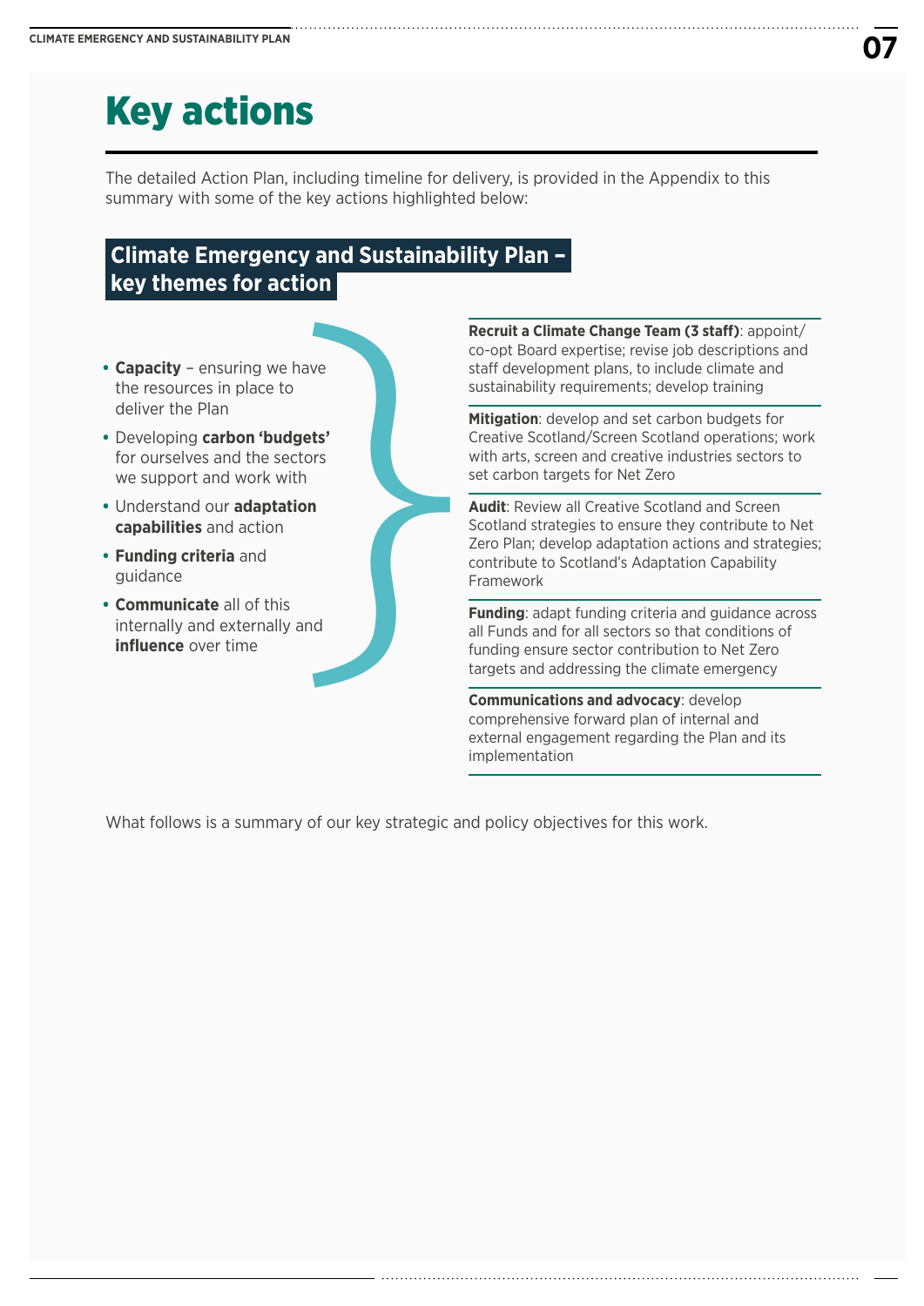# Key actions

The detailed Action Plan, including timeline for delivery, is provided in the Appendix to this summary with some of the key actions highlighted below:

## Climate Emergency and Sustainability Plan – key themes for action

- **Capacity** – ensuring we have the resources in place to deliver the Plan
- Developing **carbon 'budgets'** for ourselves and the sectors we support and work with
- Understand our **adaptation capabilities** and action
- **Funding criteria** and guidance
- **Communicate** all of this internally and externally and **influence** over time

**Recruit a Climate Change Team (3 staff)**: appoint/co-opt Board expertise; revise job descriptions and staff development plans, to include climate and sustainability requirements; develop training

**Mitigation**: develop and set carbon budgets for Creative Scotland/Screen Scotland operations; work with arts, screen and creative industries sectors to set carbon targets for Net Zero

**Audit**: Review all Creative Scotland and Screen Scotland strategies to ensure they contribute to Net Zero Plan; develop adaptation actions and strategies; contribute to Scotland's Adaptation Capability Framework

**Funding**: adapt funding criteria and guidance across all Funds and for all sectors so that conditions of funding ensure sector contribution to Net Zero targets and addressing the climate emergency

**Communications and advocacy**: develop comprehensive forward plan of internal and external engagement regarding the Plan and its implementation

What follows is a summary of our key strategic and policy objectives for this work.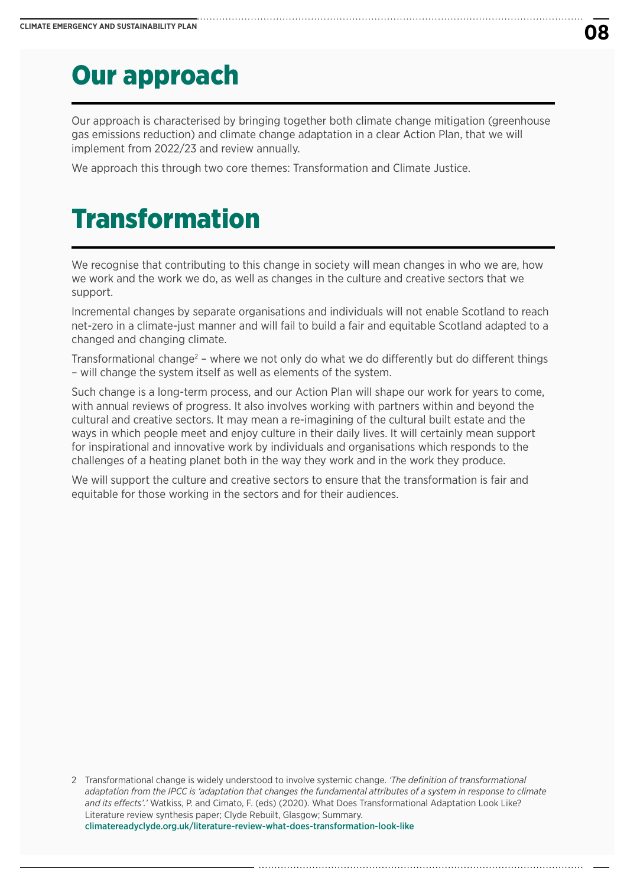# Our approach

Our approach is characterised by bringing together both climate change mitigation (greenhouse gas emissions reduction) and climate change adaptation in a clear Action Plan, that we will implement from 2022/23 and review annually.

We approach this through two core themes: Transformation and Climate Justice.

# Transformation

We recognise that contributing to this change in society will mean changes in who we are, how we work and the work we do, as well as changes in the culture and creative sectors that we support.

Incremental changes by separate organisations and individuals will not enable Scotland to reach net-zero in a climate-just manner and will fail to build a fair and equitable Scotland adapted to a changed and changing climate.

Transformational change[2] – where we not only do what we do differently but do different things – will change the system itself as well as elements of the system.

Such change is a long-term process, and our Action Plan will shape our work for years to come, with annual reviews of progress. It also involves working with partners within and beyond the cultural and creative sectors. It may mean a re-imagining of the cultural built estate and the ways in which people meet and enjoy culture in their daily lives. It will certainly mean support for inspirational and innovative work by individuals and organisations which responds to the challenges of a heating planet both in the way they work and in the work they produce.

We will support the culture and creative sectors to ensure that the transformation is fair and equitable for those working in the sectors and for their audiences.

2 Transformational change is widely understood to involve systemic change. *'The definition of transformational adaptation from the IPCC is 'adaptation that changes the fundamental attributes of a system in response to climate and its effects'.'* Watkiss, P. and Cimato, F. (eds) (2020). What Does Transformational Adaptation Look Like? Literature review synthesis paper; Clyde Rebuilt, Glasgow; Summary. climatereadyclyde.org.uk/literature-review-what-does-transformation-look-like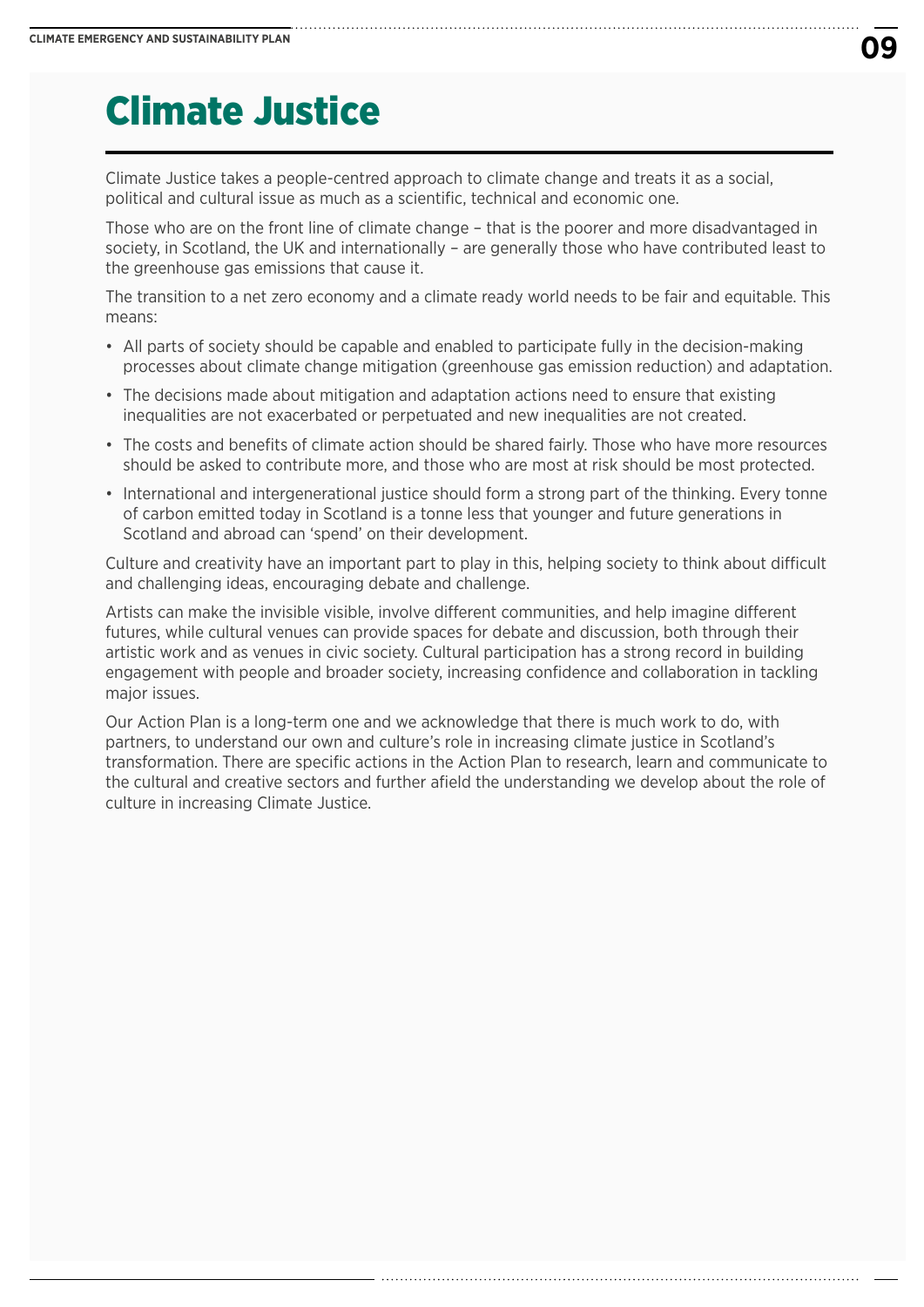# Climate Justice

Climate Justice takes a people-centred approach to climate change and treats it as a social, political and cultural issue as much as a scientific, technical and economic one.

Those who are on the front line of climate change – that is the poorer and more disadvantaged in society, in Scotland, the UK and internationally – are generally those who have contributed least to the greenhouse gas emissions that cause it.

The transition to a net zero economy and a climate ready world needs to be fair and equitable. This means:

- All parts of society should be capable and enabled to participate fully in the decision-making processes about climate change mitigation (greenhouse gas emission reduction) and adaptation.
- The decisions made about mitigation and adaptation actions need to ensure that existing inequalities are not exacerbated or perpetuated and new inequalities are not created.
- The costs and benefits of climate action should be shared fairly. Those who have more resources should be asked to contribute more, and those who are most at risk should be most protected.
- International and intergenerational justice should form a strong part of the thinking. Every tonne of carbon emitted today in Scotland is a tonne less that younger and future generations in Scotland and abroad can 'spend' on their development.

Culture and creativity have an important part to play in this, helping society to think about difficult and challenging ideas, encouraging debate and challenge.

Artists can make the invisible visible, involve different communities, and help imagine different futures, while cultural venues can provide spaces for debate and discussion, both through their artistic work and as venues in civic society. Cultural participation has a strong record in building engagement with people and broader society, increasing confidence and collaboration in tackling major issues.

Our Action Plan is a long-term one and we acknowledge that there is much work to do, with partners, to understand our own and culture's role in increasing climate justice in Scotland's transformation. There are specific actions in the Action Plan to research, learn and communicate to the cultural and creative sectors and further afield the understanding we develop about the role of culture in increasing Climate Justice.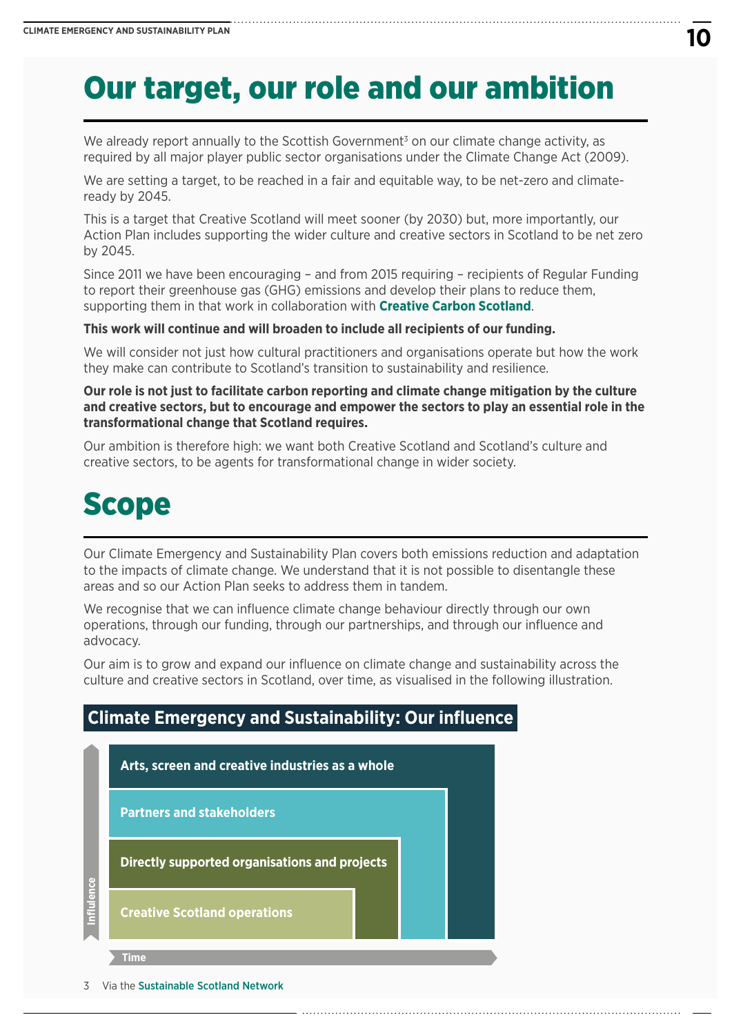# Our target, our role and our ambition

We already report annually to the Scottish Government[3] on our climate change activity, as required by all major player public sector organisations under the Climate Change Act (2009).

We are setting a target, to be reached in a fair and equitable way, to be net-zero and climate-ready by 2045.

This is a target that Creative Scotland will meet sooner (by 2030) but, more importantly, our Action Plan includes supporting the wider culture and creative sectors in Scotland to be net zero by 2045.

Since 2011 we have been encouraging – and from 2015 requiring – recipients of Regular Funding to report their greenhouse gas (GHG) emissions and develop their plans to reduce them, supporting them in that work in collaboration with **Creative Carbon Scotland**.

**This work will continue and will broaden to include all recipients of our funding.**

We will consider not just how cultural practitioners and organisations operate but how the work they make can contribute to Scotland's transition to sustainability and resilience.

**Our role is not just to facilitate carbon reporting and climate change mitigation by the culture and creative sectors, but to encourage and empower the sectors to play an essential role in the transformational change that Scotland requires.**

Our ambition is therefore high: we want both Creative Scotland and Scotland's culture and creative sectors, to be agents for transformational change in wider society.

# Scope

Our Climate Emergency and Sustainability Plan covers both emissions reduction and adaptation to the impacts of climate change. We understand that it is not possible to disentangle these areas and so our Action Plan seeks to address them in tandem.

We recognise that we can influence climate change behaviour directly through our own operations, through our funding, through our partnerships, and through our influence and advocacy.

Our aim is to grow and expand our influence on climate change and sustainability across the culture and creative sectors in Scotland, over time, as visualised in the following illustration.

## Climate Emergency and Sustainability: Our influence

- Arts, screen and creative industries as a whole
- Partners and stakeholders
- Directly supported organisations and projects
- Creative Scotland operations

Influence / Time

3 Via the Sustainable Scotland Network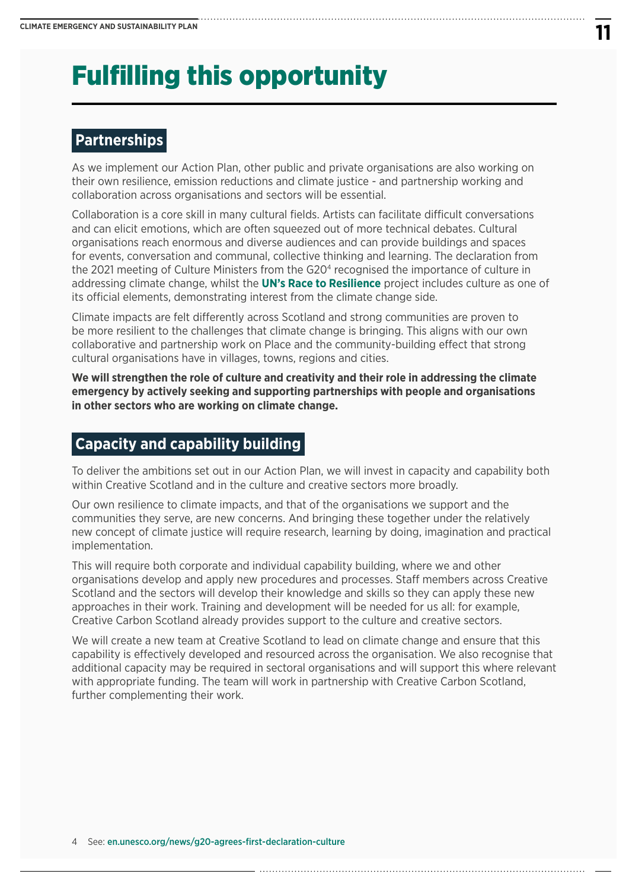# Fulfilling this opportunity

## Partnerships

As we implement our Action Plan, other public and private organisations are also working on their own resilience, emission reductions and climate justice - and partnership working and collaboration across organisations and sectors will be essential.

Collaboration is a core skill in many cultural fields. Artists can facilitate difficult conversations and can elicit emotions, which are often squeezed out of more technical debates. Cultural organisations reach enormous and diverse audiences and can provide buildings and spaces for events, conversation and communal, collective thinking and learning. The declaration from the 2021 meeting of Culture Ministers from the G20[4] recognised the importance of culture in addressing climate change, whilst the **UN's Race to Resilience** project includes culture as one of its official elements, demonstrating interest from the climate change side.

Climate impacts are felt differently across Scotland and strong communities are proven to be more resilient to the challenges that climate change is bringing. This aligns with our own collaborative and partnership work on Place and the community-building effect that strong cultural organisations have in villages, towns, regions and cities.

**We will strengthen the role of culture and creativity and their role in addressing the climate emergency by actively seeking and supporting partnerships with people and organisations in other sectors who are working on climate change.**

## Capacity and capability building

To deliver the ambitions set out in our Action Plan, we will invest in capacity and capability both within Creative Scotland and in the culture and creative sectors more broadly.

Our own resilience to climate impacts, and that of the organisations we support and the communities they serve, are new concerns. And bringing these together under the relatively new concept of climate justice will require research, learning by doing, imagination and practical implementation.

This will require both corporate and individual capability building, where we and other organisations develop and apply new procedures and processes. Staff members across Creative Scotland and the sectors will develop their knowledge and skills so they can apply these new approaches in their work. Training and development will be needed for us all: for example, Creative Carbon Scotland already provides support to the culture and creative sectors.

We will create a new team at Creative Scotland to lead on climate change and ensure that this capability is effectively developed and resourced across the organisation. We also recognise that additional capacity may be required in sectoral organisations and will support this where relevant with appropriate funding. The team will work in partnership with Creative Carbon Scotland, further complementing their work.

4 See: en.unesco.org/news/g20-agrees-first-declaration-culture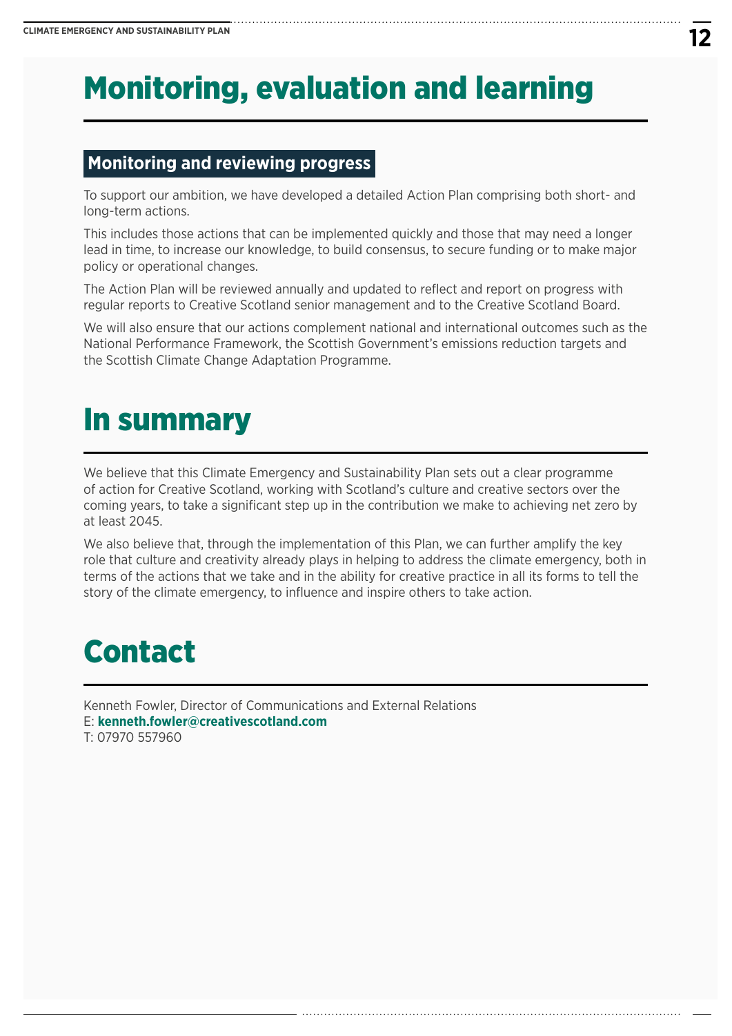# Monitoring, evaluation and learning

## Monitoring and reviewing progress

To support our ambition, we have developed a detailed Action Plan comprising both short- and long-term actions.

This includes those actions that can be implemented quickly and those that may need a longer lead in time, to increase our knowledge, to build consensus, to secure funding or to make major policy or operational changes.

The Action Plan will be reviewed annually and updated to reflect and report on progress with regular reports to Creative Scotland senior management and to the Creative Scotland Board.

We will also ensure that our actions complement national and international outcomes such as the National Performance Framework, the Scottish Government's emissions reduction targets and the Scottish Climate Change Adaptation Programme.

# In summary

We believe that this Climate Emergency and Sustainability Plan sets out a clear programme of action for Creative Scotland, working with Scotland's culture and creative sectors over the coming years, to take a significant step up in the contribution we make to achieving net zero by at least 2045.

We also believe that, through the implementation of this Plan, we can further amplify the key role that culture and creativity already plays in helping to address the climate emergency, both in terms of the actions that we take and in the ability for creative practice in all its forms to tell the story of the climate emergency, to influence and inspire others to take action.

# Contact

Kenneth Fowler, Director of Communications and External Relations
E: **kenneth.fowler@creativescotland.com**
T: 07970 557960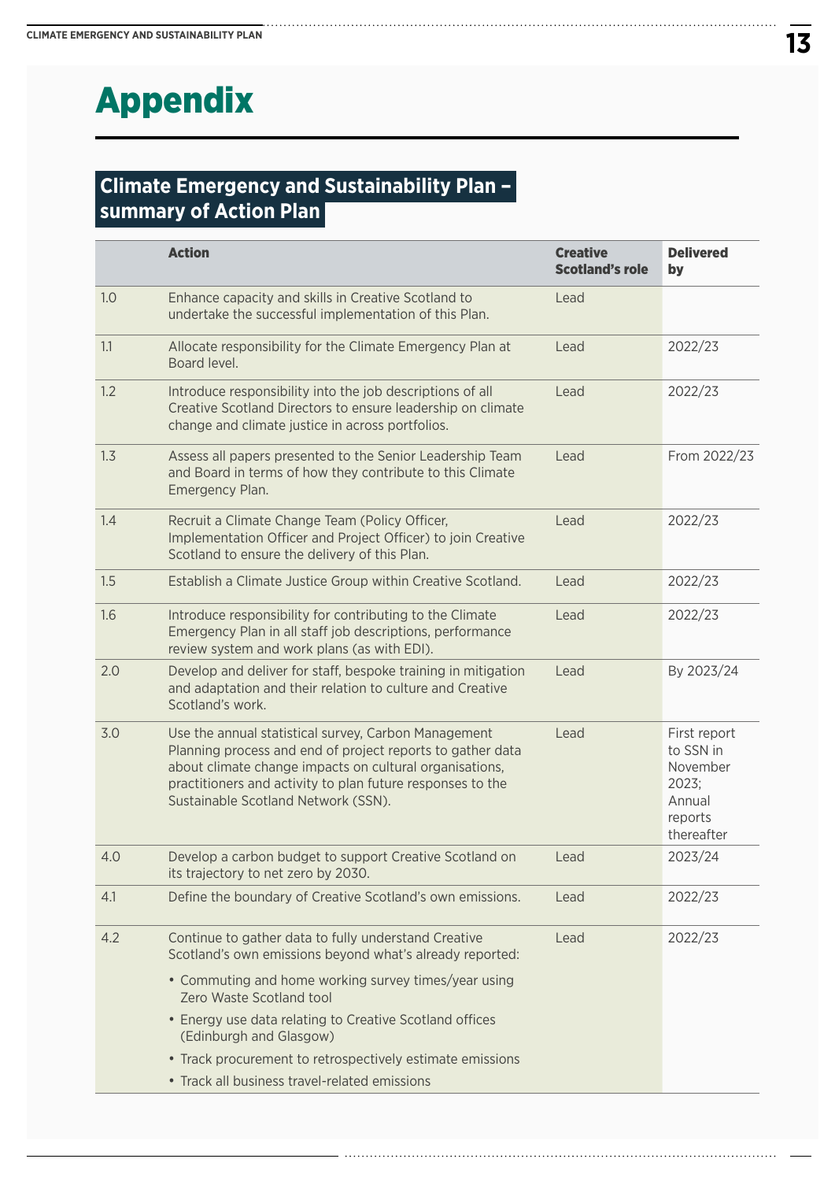# Appendix

## Climate Emergency and Sustainability Plan – summary of Action Plan

| | Action | Creative Scotland's role | Delivered by |
|---|---|---|---|
| 1.0 | Enhance capacity and skills in Creative Scotland to undertake the successful implementation of this Plan. | Lead | |
| 1.1 | Allocate responsibility for the Climate Emergency Plan at Board level. | Lead | 2022/23 |
| 1.2 | Introduce responsibility into the job descriptions of all Creative Scotland Directors to ensure leadership on climate change and climate justice in across portfolios. | Lead | 2022/23 |
| 1.3 | Assess all papers presented to the Senior Leadership Team and Board in terms of how they contribute to this Climate Emergency Plan. | Lead | From 2022/23 |
| 1.4 | Recruit a Climate Change Team (Policy Officer, Implementation Officer and Project Officer) to join Creative Scotland to ensure the delivery of this Plan. | Lead | 2022/23 |
| 1.5 | Establish a Climate Justice Group within Creative Scotland. | Lead | 2022/23 |
| 1.6 | Introduce responsibility for contributing to the Climate Emergency Plan in all staff job descriptions, performance review system and work plans (as with EDI). | Lead | 2022/23 |
| 2.0 | Develop and deliver for staff, bespoke training in mitigation and adaptation and their relation to culture and Creative Scotland's work. | Lead | By 2023/24 |
| 3.0 | Use the annual statistical survey, Carbon Management Planning process and end of project reports to gather data about climate change impacts on cultural organisations, practitioners and activity to plan future responses to the Sustainable Scotland Network (SSN). | Lead | First report to SSN in November 2023; Annual reports thereafter |
| 4.0 | Develop a carbon budget to support Creative Scotland on its trajectory to net zero by 2030. | Lead | 2023/24 |
| 4.1 | Define the boundary of Creative Scotland's own emissions. | Lead | 2022/23 |
| 4.2 | Continue to gather data to fully understand Creative Scotland's own emissions beyond what's already reported:<br>• Commuting and home working survey times/year using Zero Waste Scotland tool<br>• Energy use data relating to Creative Scotland offices (Edinburgh and Glasgow)<br>• Track procurement to retrospectively estimate emissions<br>• Track all business travel-related emissions | Lead | 2022/23 |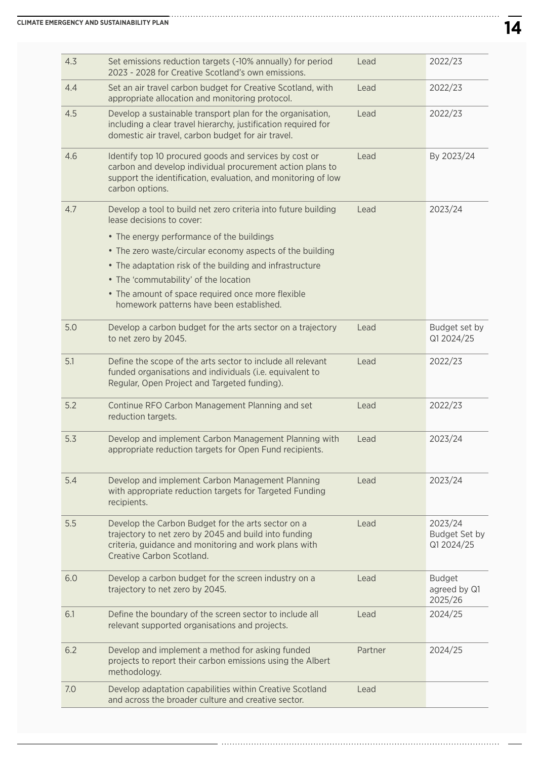| | | | |
|---|---|---|---|
| 4.3 | Set emissions reduction targets (-10% annually) for period 2023 - 2028 for Creative Scotland's own emissions. | Lead | 2022/23 |
| 4.4 | Set an air travel carbon budget for Creative Scotland, with appropriate allocation and monitoring protocol. | Lead | 2022/23 |
| 4.5 | Develop a sustainable transport plan for the organisation, including a clear travel hierarchy, justification required for domestic air travel, carbon budget for air travel. | Lead | 2022/23 |
| 4.6 | Identify top 10 procured goods and services by cost or carbon and develop individual procurement action plans to support the identification, evaluation, and monitoring of low carbon options. | Lead | By 2023/24 |
| 4.7 | Develop a tool to build net zero criteria into future building lease decisions to cover:<br>• The energy performance of the buildings<br>• The zero waste/circular economy aspects of the building<br>• The adaptation risk of the building and infrastructure<br>• The 'commutability' of the location<br>• The amount of space required once more flexible homework patterns have been established. | Lead | 2023/24 |
| 5.0 | Develop a carbon budget for the arts sector on a trajectory to net zero by 2045. | Lead | Budget set by Q1 2024/25 |
| 5.1 | Define the scope of the arts sector to include all relevant funded organisations and individuals (i.e. equivalent to Regular, Open Project and Targeted funding). | Lead | 2022/23 |
| 5.2 | Continue RFO Carbon Management Planning and set reduction targets. | Lead | 2022/23 |
| 5.3 | Develop and implement Carbon Management Planning with appropriate reduction targets for Open Fund recipients. | Lead | 2023/24 |
| 5.4 | Develop and implement Carbon Management Planning with appropriate reduction targets for Targeted Funding recipients. | Lead | 2023/24 |
| 5.5 | Develop the Carbon Budget for the arts sector on a trajectory to net zero by 2045 and build into funding criteria, guidance and monitoring and work plans with Creative Carbon Scotland. | Lead | 2023/24<br>Budget Set by Q1 2024/25 |
| 6.0 | Develop a carbon budget for the screen industry on a trajectory to net zero by 2045. | Lead | Budget agreed by Q1 2025/26 |
| 6.1 | Define the boundary of the screen sector to include all relevant supported organisations and projects. | Lead | 2024/25 |
| 6.2 | Develop and implement a method for asking funded projects to report their carbon emissions using the Albert methodology. | Partner | 2024/25 |
| 7.0 | Develop adaptation capabilities within Creative Scotland and across the broader culture and creative sector. | Lead | |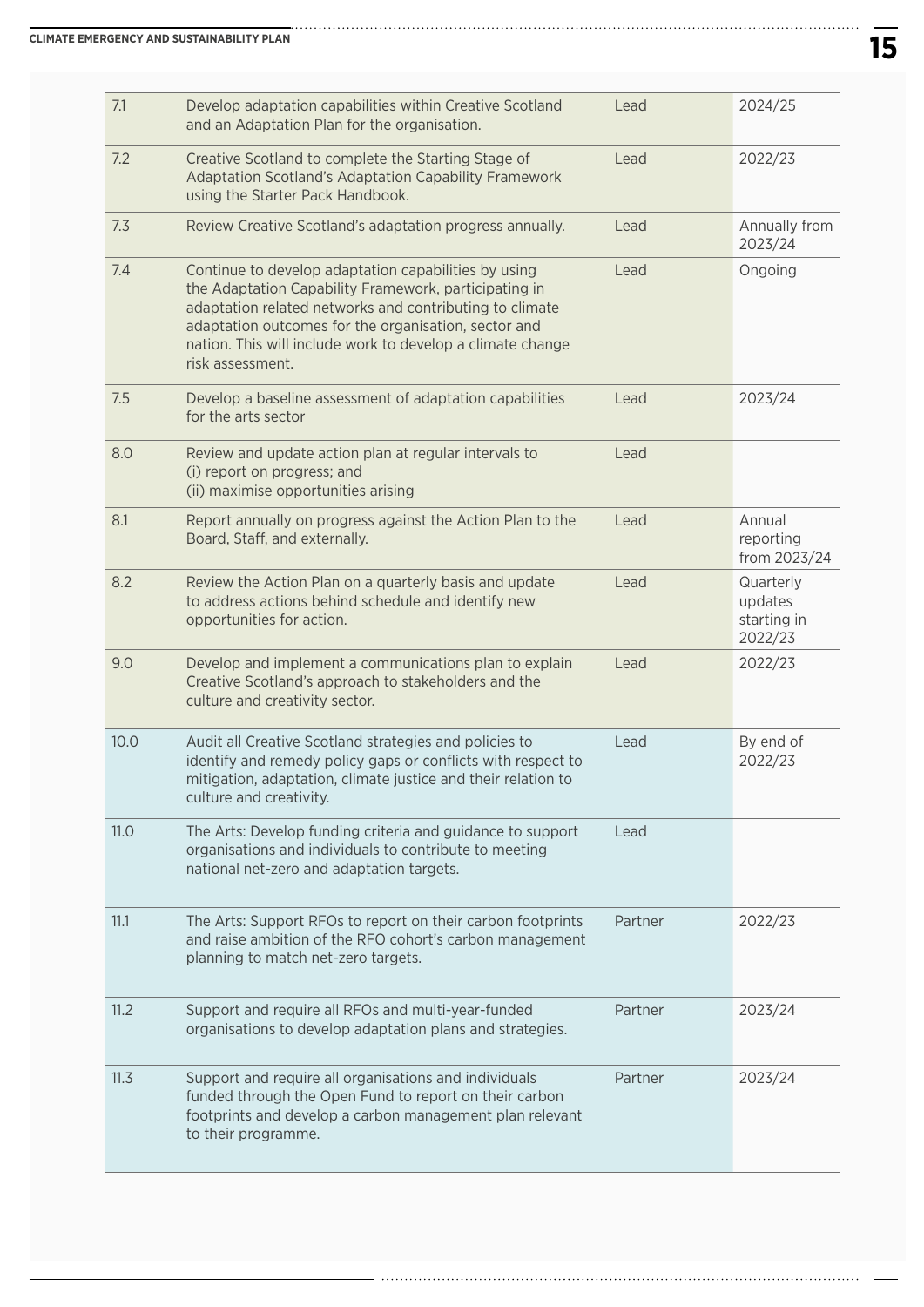| | | | |
|---|---|---|---|
| 7.1 | Develop adaptation capabilities within Creative Scotland and an Adaptation Plan for the organisation. | Lead | 2024/25 |
| 7.2 | Creative Scotland to complete the Starting Stage of Adaptation Scotland's Adaptation Capability Framework using the Starter Pack Handbook. | Lead | 2022/23 |
| 7.3 | Review Creative Scotland's adaptation progress annually. | Lead | Annually from 2023/24 |
| 7.4 | Continue to develop adaptation capabilities by using the Adaptation Capability Framework, participating in adaptation related networks and contributing to climate adaptation outcomes for the organisation, sector and nation. This will include work to develop a climate change risk assessment. | Lead | Ongoing |
| 7.5 | Develop a baseline assessment of adaptation capabilities for the arts sector | Lead | 2023/24 |
| 8.0 | Review and update action plan at regular intervals to (i) report on progress; and (ii) maximise opportunities arising | Lead | |
| 8.1 | Report annually on progress against the Action Plan to the Board, Staff, and externally. | Lead | Annual reporting from 2023/24 |
| 8.2 | Review the Action Plan on a quarterly basis and update to address actions behind schedule and identify new opportunities for action. | Lead | Quarterly updates starting in 2022/23 |
| 9.0 | Develop and implement a communications plan to explain Creative Scotland's approach to stakeholders and the culture and creativity sector. | Lead | 2022/23 |
| 10.0 | Audit all Creative Scotland strategies and policies to identify and remedy policy gaps or conflicts with respect to mitigation, adaptation, climate justice and their relation to culture and creativity. | Lead | By end of 2022/23 |
| 11.0 | The Arts: Develop funding criteria and guidance to support organisations and individuals to contribute to meeting national net-zero and adaptation targets. | Lead | |
| 11.1 | The Arts: Support RFOs to report on their carbon footprints and raise ambition of the RFO cohort's carbon management planning to match net-zero targets. | Partner | 2022/23 |
| 11.2 | Support and require all RFOs and multi-year-funded organisations to develop adaptation plans and strategies. | Partner | 2023/24 |
| 11.3 | Support and require all organisations and individuals funded through the Open Fund to report on their carbon footprints and develop a carbon management plan relevant to their programme. | Partner | 2023/24 |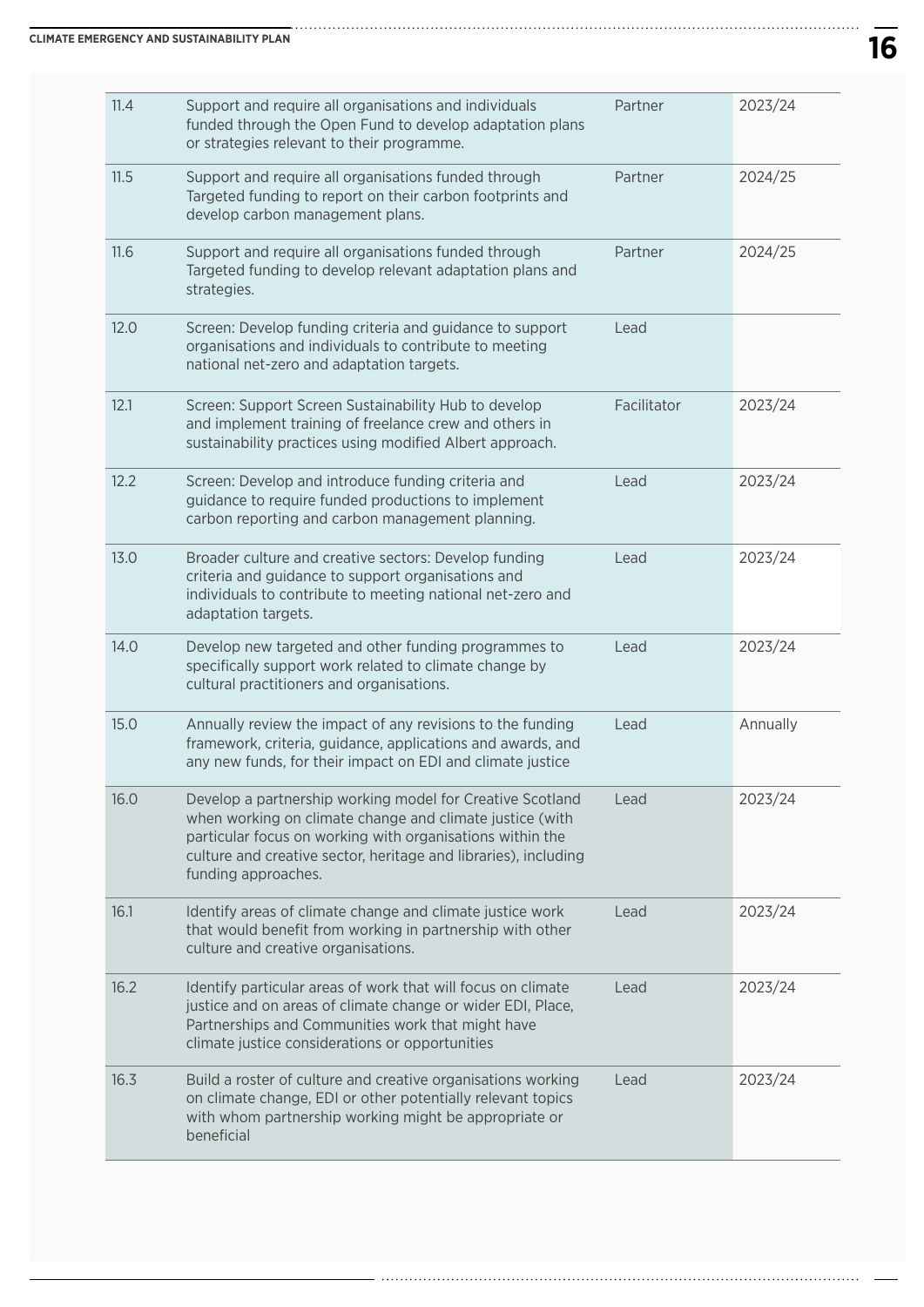| | | | |
|---|---|---|---|
| 11.4 | Support and require all organisations and individuals funded through the Open Fund to develop adaptation plans or strategies relevant to their programme. | Partner | 2023/24 |
| 11.5 | Support and require all organisations funded through Targeted funding to report on their carbon footprints and develop carbon management plans. | Partner | 2024/25 |
| 11.6 | Support and require all organisations funded through Targeted funding to develop relevant adaptation plans and strategies. | Partner | 2024/25 |
| 12.0 | Screen: Develop funding criteria and guidance to support organisations and individuals to contribute to meeting national net-zero and adaptation targets. | Lead | |
| 12.1 | Screen: Support Screen Sustainability Hub to develop and implement training of freelance crew and others in sustainability practices using modified Albert approach. | Facilitator | 2023/24 |
| 12.2 | Screen: Develop and introduce funding criteria and guidance to require funded productions to implement carbon reporting and carbon management planning. | Lead | 2023/24 |
| 13.0 | Broader culture and creative sectors: Develop funding criteria and guidance to support organisations and individuals to contribute to meeting national net-zero and adaptation targets. | Lead | 2023/24 |
| 14.0 | Develop new targeted and other funding programmes to specifically support work related to climate change by cultural practitioners and organisations. | Lead | 2023/24 |
| 15.0 | Annually review the impact of any revisions to the funding framework, criteria, guidance, applications and awards, and any new funds, for their impact on EDI and climate justice | Lead | Annually |
| 16.0 | Develop a partnership working model for Creative Scotland when working on climate change and climate justice (with particular focus on working with organisations within the culture and creative sector, heritage and libraries), including funding approaches. | Lead | 2023/24 |
| 16.1 | Identify areas of climate change and climate justice work that would benefit from working in partnership with other culture and creative organisations. | Lead | 2023/24 |
| 16.2 | Identify particular areas of work that will focus on climate justice and on areas of climate change or wider EDI, Place, Partnerships and Communities work that might have climate justice considerations or opportunities | Lead | 2023/24 |
| 16.3 | Build a roster of culture and creative organisations working on climate change, EDI or other potentially relevant topics with whom partnership working might be appropriate or beneficial | Lead | 2023/24 |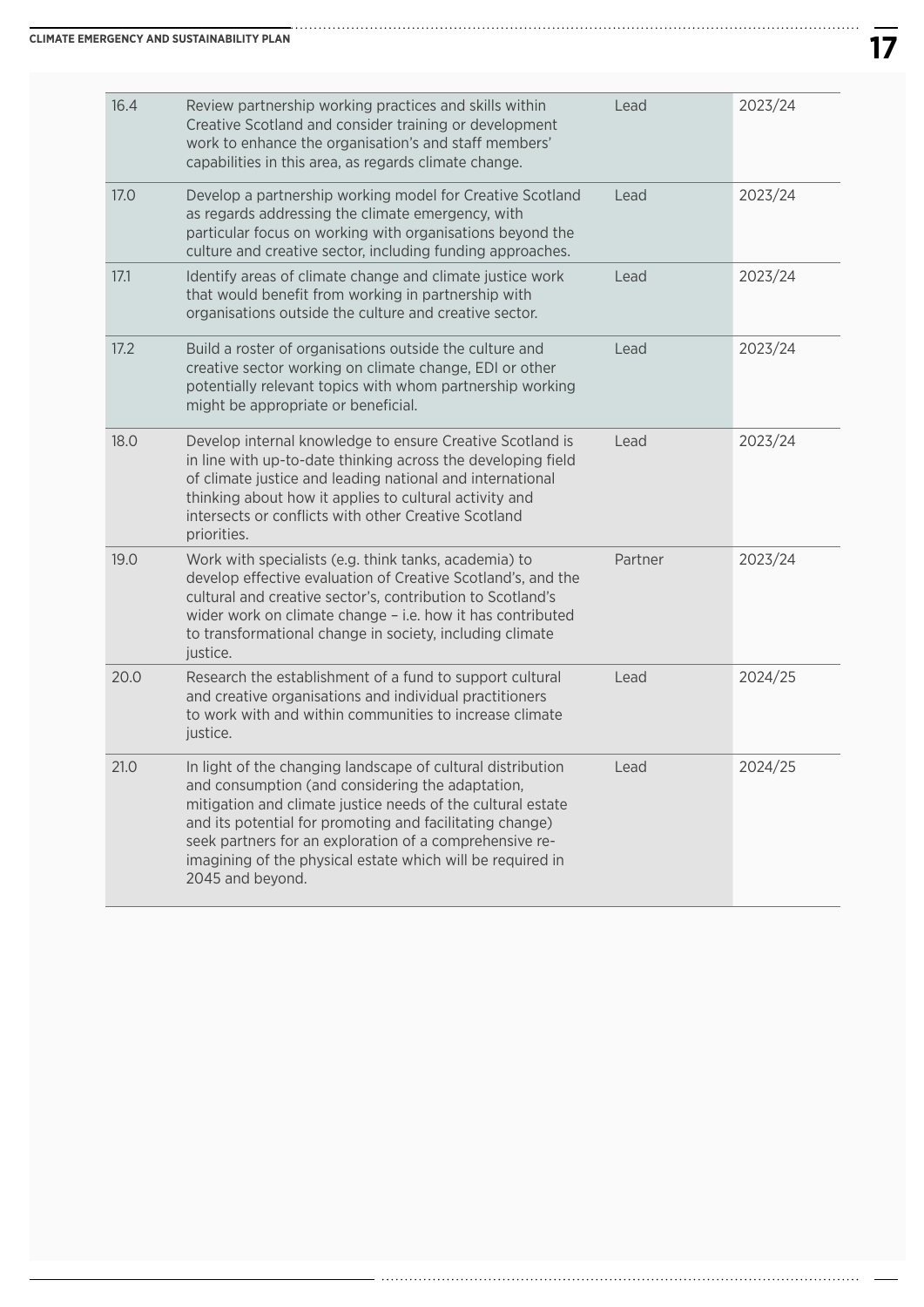| | | | |
|---|---|---|---|
| 16.4 | Review partnership working practices and skills within Creative Scotland and consider training or development work to enhance the organisation's and staff members' capabilities in this area, as regards climate change. | Lead | 2023/24 |
| 17.0 | Develop a partnership working model for Creative Scotland as regards addressing the climate emergency, with particular focus on working with organisations beyond the culture and creative sector, including funding approaches. | Lead | 2023/24 |
| 17.1 | Identify areas of climate change and climate justice work that would benefit from working in partnership with organisations outside the culture and creative sector. | Lead | 2023/24 |
| 17.2 | Build a roster of organisations outside the culture and creative sector working on climate change, EDI or other potentially relevant topics with whom partnership working might be appropriate or beneficial. | Lead | 2023/24 |
| 18.0 | Develop internal knowledge to ensure Creative Scotland is in line with up-to-date thinking across the developing field of climate justice and leading national and international thinking about how it applies to cultural activity and intersects or conflicts with other Creative Scotland priorities. | Lead | 2023/24 |
| 19.0 | Work with specialists (e.g. think tanks, academia) to develop effective evaluation of Creative Scotland's, and the cultural and creative sector's, contribution to Scotland's wider work on climate change – i.e. how it has contributed to transformational change in society, including climate justice. | Partner | 2023/24 |
| 20.0 | Research the establishment of a fund to support cultural and creative organisations and individual practitioners to work with and within communities to increase climate justice. | Lead | 2024/25 |
| 21.0 | In light of the changing landscape of cultural distribution and consumption (and considering the adaptation, mitigation and climate justice needs of the cultural estate and its potential for promoting and facilitating change) seek partners for an exploration of a comprehensive re-imagining of the physical estate which will be required in 2045 and beyond. | Lead | 2024/25 |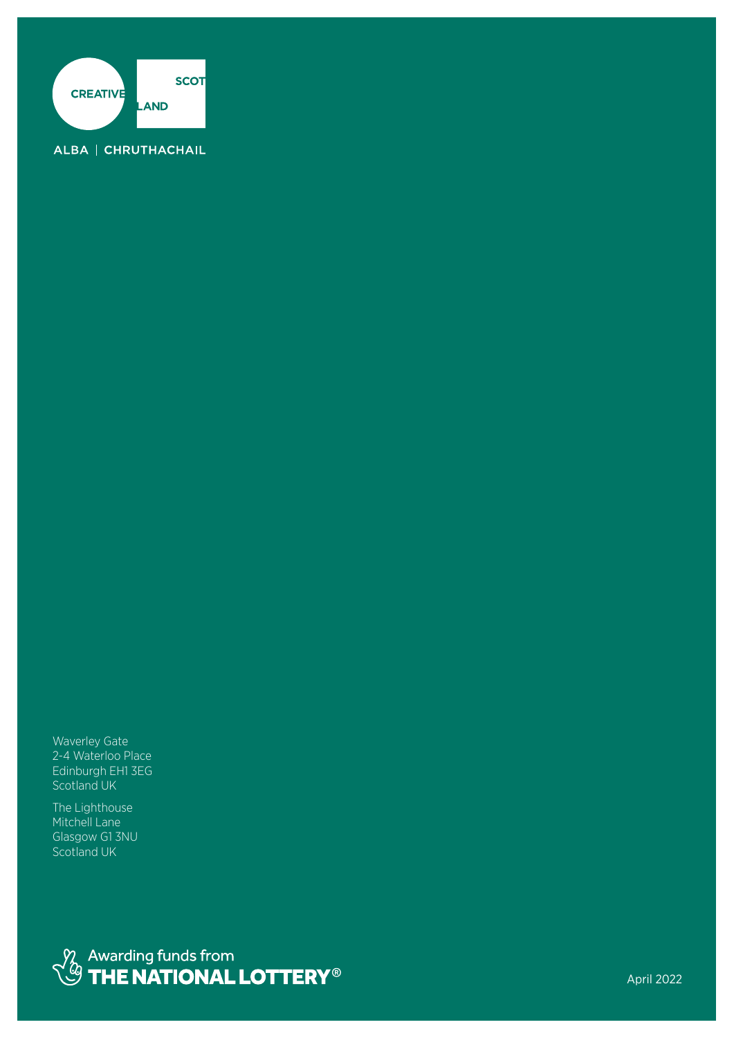CREATIVE SCOTLAND

ALBA | CHRUTHACHAIL

Waverley Gate
2-4 Waterloo Place
Edinburgh EH1 3EG
Scotland UK

The Lighthouse
Mitchell Lane
Glasgow G1 3NU
Scotland UK

Awarding funds from
THE NATIONAL LOTTERY®

April 2022